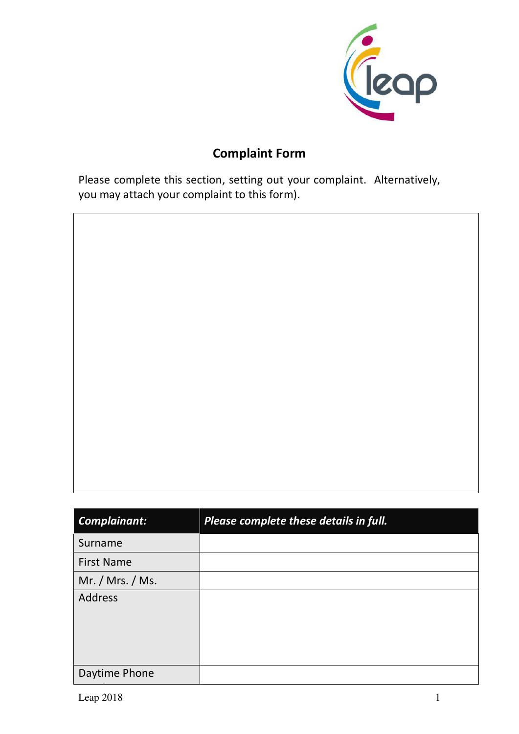# Complaint Form

Please complete this section, setting out your complaint. Alternatively, you may attach your complaint to this form).

| |
|---|
| |

| ***Complainant:*** | ***Please complete these details in full.*** |
|---|---|
| Surname | |
| First Name | |
| Mr. / Mrs. / Ms. | |
| Address | |
| Daytime Phone | |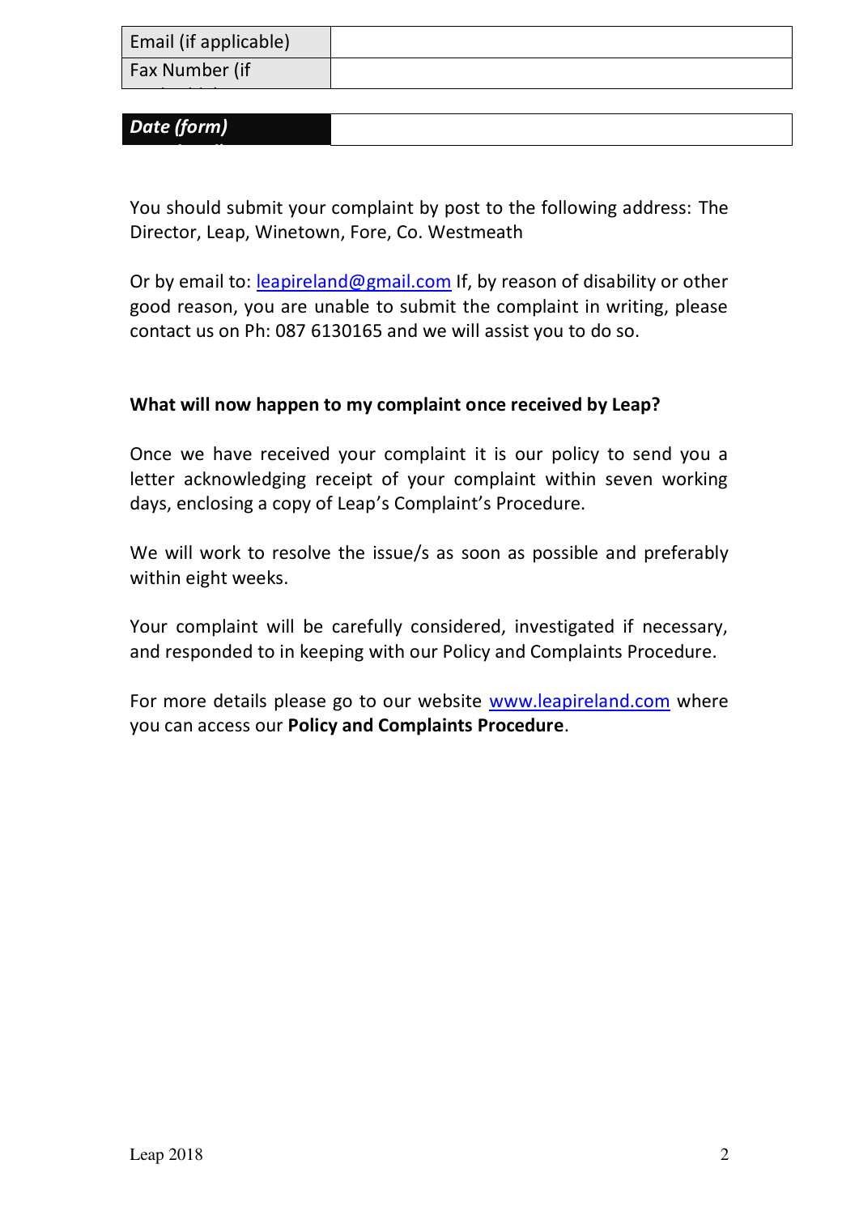| | |
|---|---|
| Email (if applicable) | |
| Fax Number (if | |

| | |
|---|---|
| ***Date (form)*** | |

You should submit your complaint by post to the following address: The Director, Leap, Winetown, Fore, Co. Westmeath

Or by email to: leapireland@gmail.com If, by reason of disability or other good reason, you are unable to submit the complaint in writing, please contact us on Ph: 087 6130165 and we will assist you to do so.

**What will now happen to my complaint once received by Leap?**

Once we have received your complaint it is our policy to send you a letter acknowledging receipt of your complaint within seven working days, enclosing a copy of Leap's Complaint's Procedure.

We will work to resolve the issue/s as soon as possible and preferably within eight weeks.

Your complaint will be carefully considered, investigated if necessary, and responded to in keeping with our Policy and Complaints Procedure.

For more details please go to our website www.leapireland.com where you can access our **Policy and Complaints Procedure**.